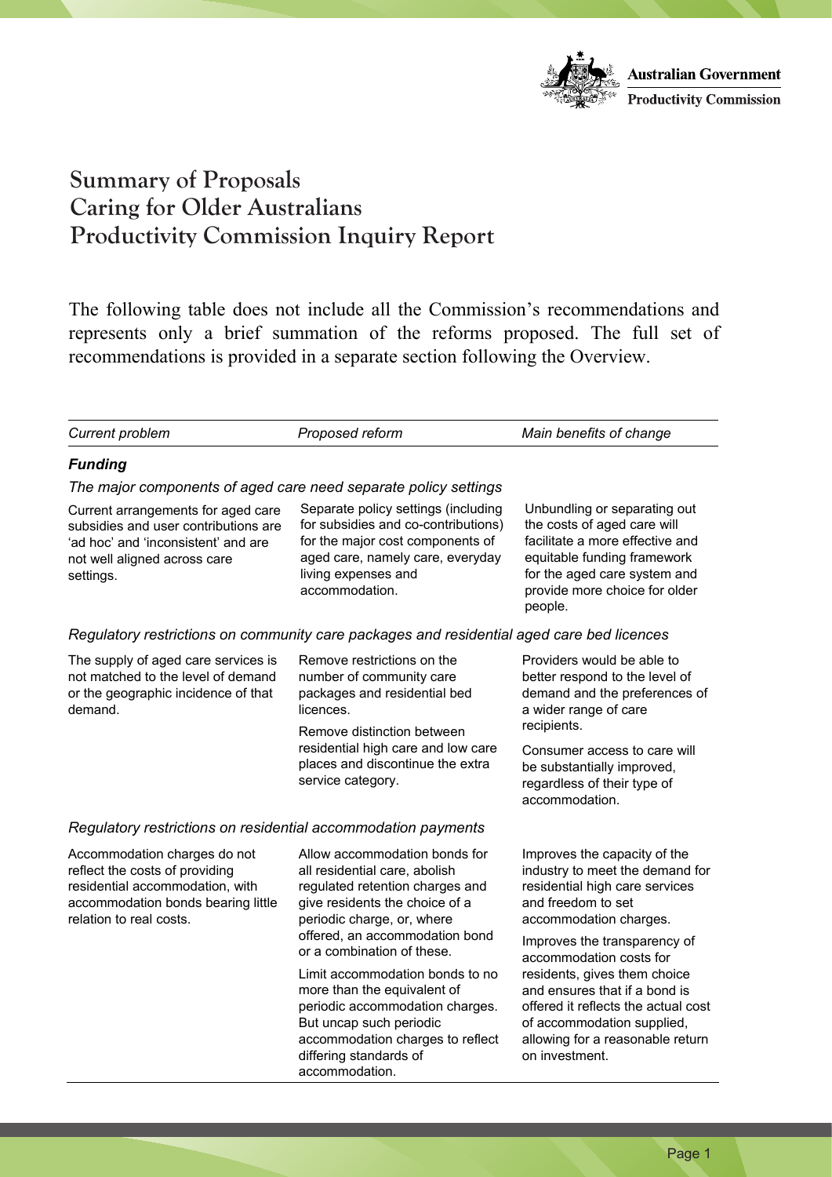# Summary of Proposals
# Caring for Older Australians
# Productivity Commission Inquiry Report

The following table does not include all the Commission's recommendations and represents only a brief summation of the reforms proposed. The full set of recommendations is provided in a separate section following the Overview.

| *Current problem* | *Proposed reform* | *Main benefits of change* |
|---|---|---|
| ***Funding*** | | |
| *The major components of aged care need separate policy settings* | | |
| Current arrangements for aged care subsidies and user contributions are 'ad hoc' and 'inconsistent' and are not well aligned across care settings. | Separate policy settings (including for subsidies and co-contributions) for the major cost components of aged care, namely care, everyday living expenses and accommodation. | Unbundling or separating out the costs of aged care will facilitate a more effective and equitable funding framework for the aged care system and provide more choice for older people. |
| *Regulatory restrictions on community care packages and residential aged care bed licences* | | |
| The supply of aged care services is not matched to the level of demand or the geographic incidence of that demand. | Remove restrictions on the number of community care packages and residential bed licences.<br><br>Remove distinction between residential high care and low care places and discontinue the extra service category. | Providers would be able to better respond to the level of demand and the preferences of a wider range of care recipients.<br><br>Consumer access to care will be substantially improved, regardless of their type of accommodation. |
| *Regulatory restrictions on residential accommodation payments* | | |
| Accommodation charges do not reflect the costs of providing residential accommodation, with accommodation bonds bearing little relation to real costs. | Allow accommodation bonds for all residential care, abolish regulated retention charges and give residents the choice of a periodic charge, or, where offered, an accommodation bond or a combination of these.<br><br>Limit accommodation bonds to no more than the equivalent of periodic accommodation charges. But uncap such periodic accommodation charges to reflect differing standards of accommodation. | Improves the capacity of the industry to meet the demand for residential high care services and freedom to set accommodation charges.<br><br>Improves the transparency of accommodation costs for residents, gives them choice and ensures that if a bond is offered it reflects the actual cost of accommodation supplied, allowing for a reasonable return on investment. |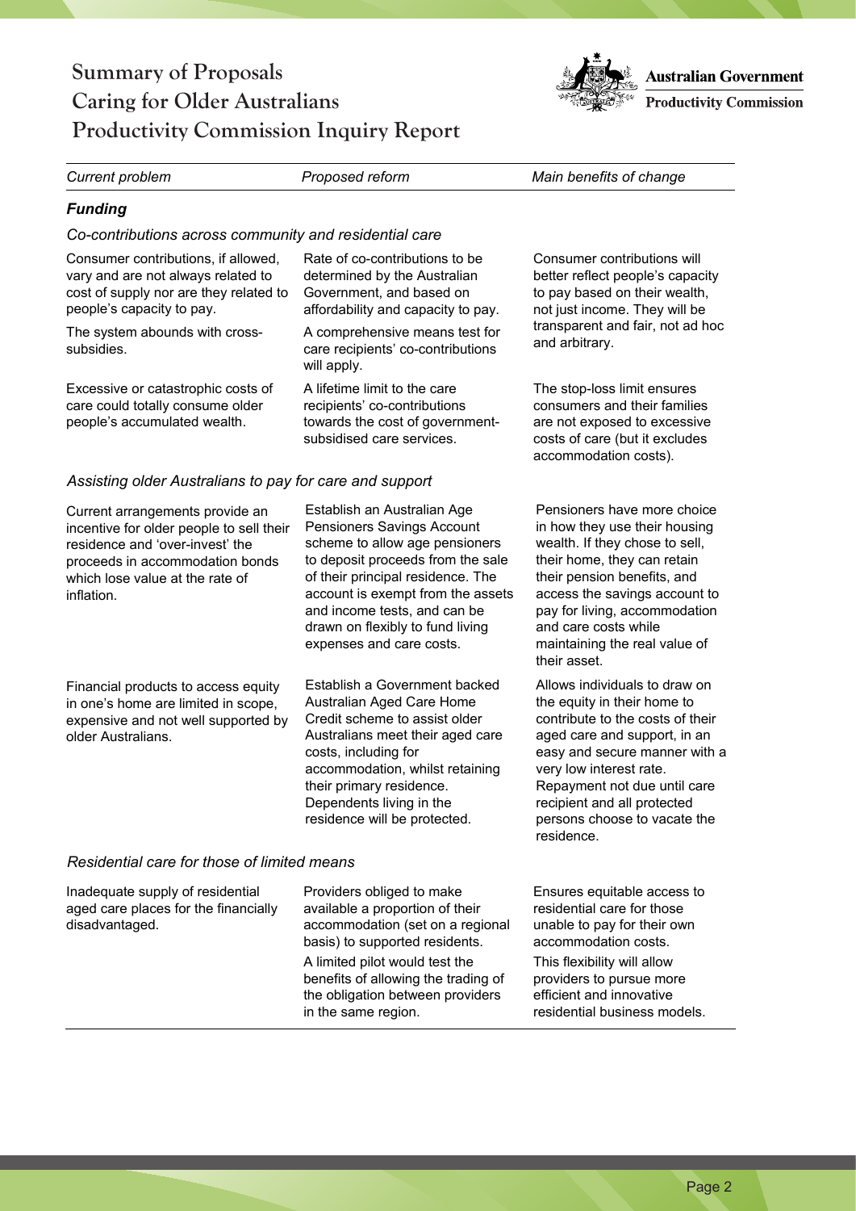# Summary of Proposals
# Caring for Older Australians
# Productivity Commission Inquiry Report

Australian Government
Productivity Commission

| *Current problem* | *Proposed reform* | *Main benefits of change* |
|---|---|---|
| ***Funding*** | | |
| *Co-contributions across community and residential care* | | |
| Consumer contributions, if allowed, vary and are not always related to cost of supply nor are they related to people's capacity to pay. | Rate of co-contributions to be determined by the Australian Government, and based on affordability and capacity to pay. | Consumer contributions will better reflect people's capacity to pay based on their wealth, not just income. They will be transparent and fair, not ad hoc and arbitrary. |
| The system abounds with cross-subsidies. | A comprehensive means test for care recipients' co-contributions will apply. | |
| Excessive or catastrophic costs of care could totally consume older people's accumulated wealth. | A lifetime limit to the care recipients' co-contributions towards the cost of government-subsidised care services. | The stop-loss limit ensures consumers and their families are not exposed to excessive costs of care (but it excludes accommodation costs). |
| *Assisting older Australians to pay for care and support* | | |
| Current arrangements provide an incentive for older people to sell their residence and 'over-invest' the proceeds in accommodation bonds which lose value at the rate of inflation. | Establish an Australian Age Pensioners Savings Account scheme to allow age pensioners to deposit proceeds from the sale of their principal residence. The account is exempt from the assets and income tests, and can be drawn on flexibly to fund living expenses and care costs. | Pensioners have more choice in how they use their housing wealth. If they chose to sell, their home, they can retain their pension benefits, and access the savings account to pay for living, accommodation and care costs while maintaining the real value of their asset. |
| Financial products to access equity in one's home are limited in scope, expensive and not well supported by older Australians. | Establish a Government backed Australian Aged Care Home Credit scheme to assist older Australians meet their aged care costs, including for accommodation, whilst retaining their primary residence. Dependents living in the residence will be protected. | Allows individuals to draw on the equity in their home to contribute to the costs of their aged care and support, in an easy and secure manner with a very low interest rate. Repayment not due until care recipient and all protected persons choose to vacate the residence. |
| *Residential care for those of limited means* | | |
| Inadequate supply of residential aged care places for the financially disadvantaged. | Providers obliged to make available a proportion of their accommodation (set on a regional basis) to supported residents. | Ensures equitable access to residential care for those unable to pay for their own accommodation costs. |
| | A limited pilot would test the benefits of allowing the trading of the obligation between providers in the same region. | This flexibility will allow providers to pursue more efficient and innovative residential business models. |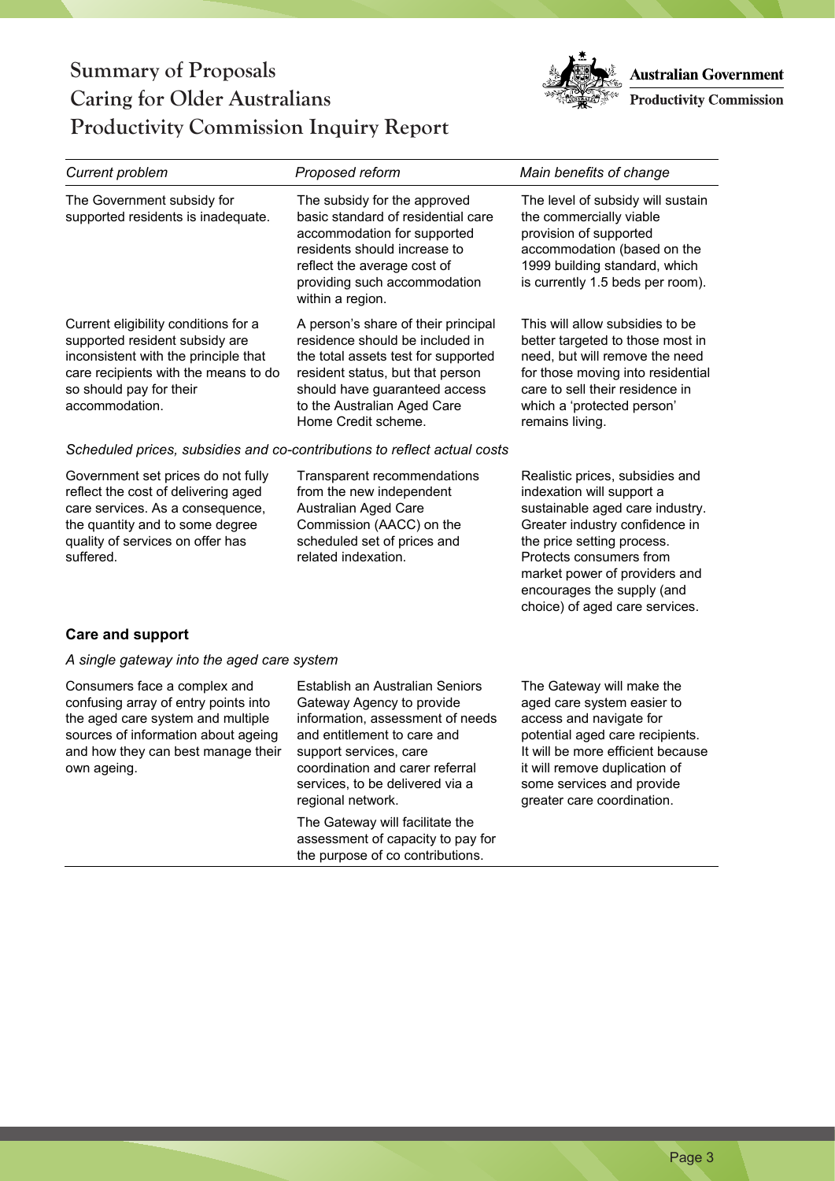# Summary of Proposals
# Caring for Older Australians
# Productivity Commission Inquiry Report

Australian Government
Productivity Commission

| *Current problem* | *Proposed reform* | *Main benefits of change* |
| --- | --- | --- |
| The Government subsidy for supported residents is inadequate. | The subsidy for the approved basic standard of residential care accommodation for supported residents should increase to reflect the average cost of providing such accommodation within a region. | The level of subsidy will sustain the commercially viable provision of supported accommodation (based on the 1999 building standard, which is currently 1.5 beds per room). |
| Current eligibility conditions for a supported resident subsidy are inconsistent with the principle that care recipients with the means to do so should pay for their accommodation. | A person's share of their principal residence should be included in the total assets test for supported resident status, but that person should have guaranteed access to the Australian Aged Care Home Credit scheme. | This will allow subsidies to be better targeted to those most in need, but will remove the need for those moving into residential care to sell their residence in which a 'protected person' remains living. |
| *Scheduled prices, subsidies and co-contributions to reflect actual costs* | | |
| Government set prices do not fully reflect the cost of delivering aged care services. As a consequence, the quantity and to some degree quality of services on offer has suffered. | Transparent recommendations from the new independent Australian Aged Care Commission (AACC) on the scheduled set of prices and related indexation. | Realistic prices, subsidies and indexation will support a sustainable aged care industry. Greater industry confidence in the price setting process. Protects consumers from market power of providers and encourages the supply (and choice) of aged care services. |
| **Care and support** | | |
| *A single gateway into the aged care system* | | |
| Consumers face a complex and confusing array of entry points into the aged care system and multiple sources of information about ageing and how they can best manage their own ageing. | Establish an Australian Seniors Gateway Agency to provide information, assessment of needs and entitlement to care and support services, care coordination and carer referral services, to be delivered via a regional network.<br><br>The Gateway will facilitate the assessment of capacity to pay for the purpose of co contributions. | The Gateway will make the aged care system easier to access and navigate for potential aged care recipients. It will be more efficient because it will remove duplication of some services and provide greater care coordination. |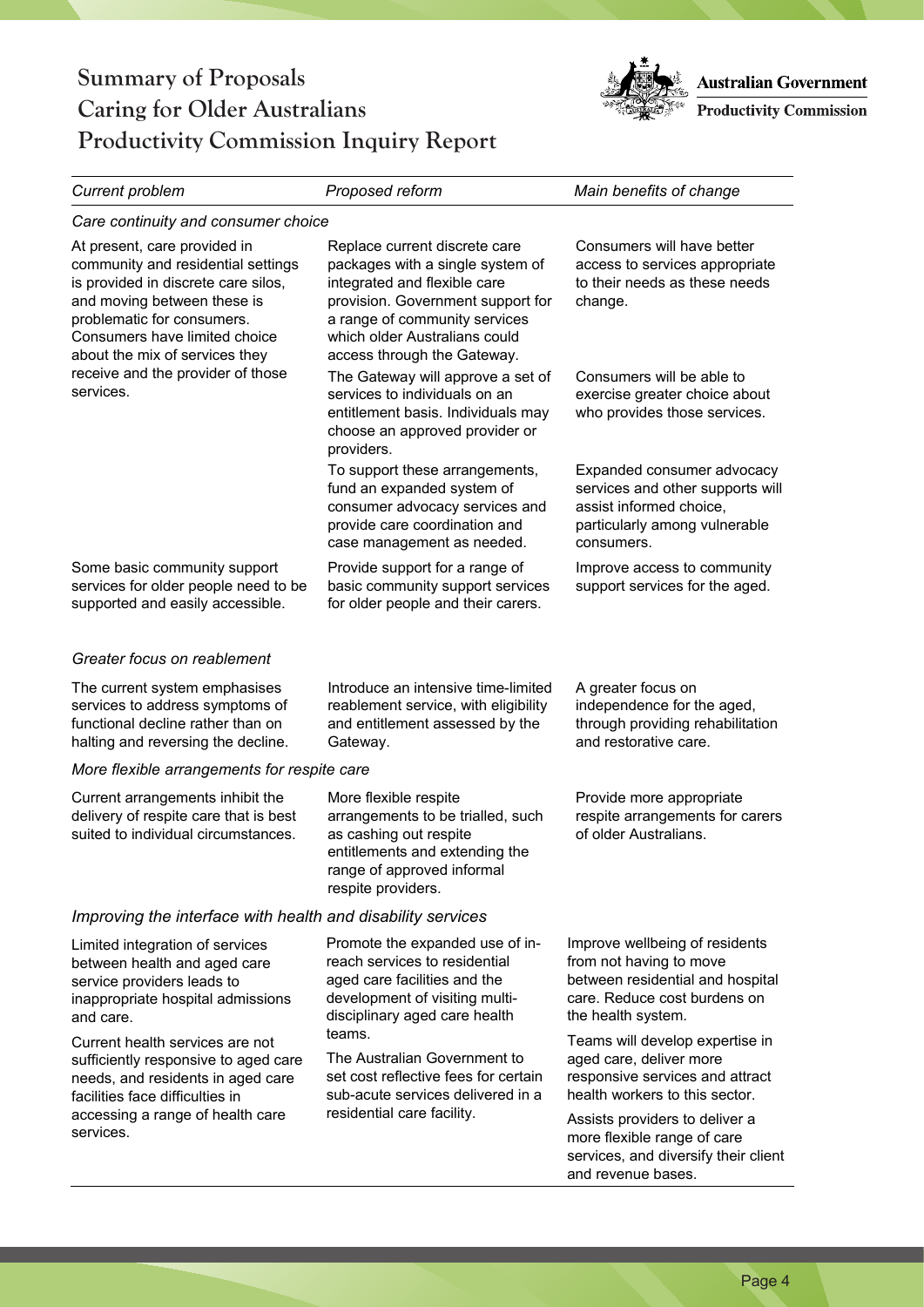# Summary of Proposals
# Caring for Older Australians
# Productivity Commission Inquiry Report

| *Current problem* | *Proposed reform* | *Main benefits of change* |
|---|---|---|
| *Care continuity and consumer choice* | | |
| At present, care provided in community and residential settings is provided in discrete care silos, and moving between these is problematic for consumers. Consumers have limited choice about the mix of services they receive and the provider of those services. | Replace current discrete care packages with a single system of integrated and flexible care provision. Government support for a range of community services which older Australians could access through the Gateway. | Consumers will have better access to services appropriate to their needs as these needs change. |
| | The Gateway will approve a set of services to individuals on an entitlement basis. Individuals may choose an approved provider or providers. | Consumers will be able to exercise greater choice about who provides those services. |
| | To support these arrangements, fund an expanded system of consumer advocacy services and provide care coordination and case management as needed. | Expanded consumer advocacy services and other supports will assist informed choice, particularly among vulnerable consumers. |
| Some basic community support services for older people need to be supported and easily accessible. | Provide support for a range of basic community support services for older people and their carers. | Improve access to community support services for the aged. |
| *Greater focus on reablement* | | |
| The current system emphasises services to address symptoms of functional decline rather than on halting and reversing the decline. | Introduce an intensive time-limited reablement service, with eligibility and entitlement assessed by the Gateway. | A greater focus on independence for the aged, through providing rehabilitation and restorative care. |
| *More flexible arrangements for respite care* | | |
| Current arrangements inhibit the delivery of respite care that is best suited to individual circumstances. | More flexible respite arrangements to be trialled, such as cashing out respite entitlements and extending the range of approved informal respite providers. | Provide more appropriate respite arrangements for carers of older Australians. |
| *Improving the interface with health and disability services* | | |
| Limited integration of services between health and aged care service providers leads to inappropriate hospital admissions and care. | Promote the expanded use of in-reach services to residential aged care facilities and the development of visiting multi-disciplinary aged care health teams. | Improve wellbeing of residents from not having to move between residential and hospital care. Reduce cost burdens on the health system. |
| Current health services are not sufficiently responsive to aged care needs, and residents in aged care facilities face difficulties in accessing a range of health care services. | | Teams will develop expertise in aged care, deliver more responsive services and attract health workers to this sector. |
| | The Australian Government to set cost reflective fees for certain sub-acute services delivered in a residential care facility. | Assists providers to deliver a more flexible range of care services, and diversify their client and revenue bases. |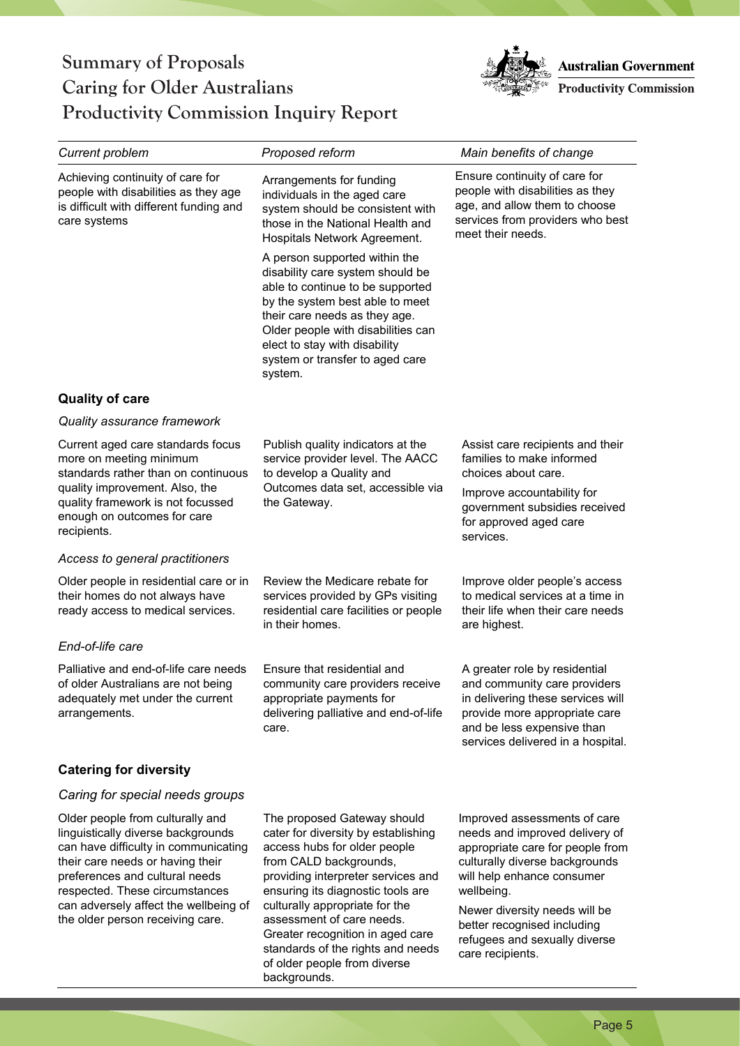| *Current problem* | *Proposed reform* | *Main benefits of change* |
|---|---|---|
| Achieving continuity of care for people with disabilities as they age is difficult with different funding and care systems | Arrangements for funding individuals in the aged care system should be consistent with those in the National Health and Hospitals Network Agreement.<br><br>A person supported within the disability care system should be able to continue to be supported by the system best able to meet their care needs as they age. Older people with disabilities can elect to stay with disability system or transfer to aged care system. | Ensure continuity of care for people with disabilities as they age, and allow them to choose services from providers who best meet their needs. |
| **Quality of care** | | |
| *Quality assurance framework* | | |
| Current aged care standards focus more on meeting minimum standards rather than on continuous quality improvement. Also, the quality framework is not focussed enough on outcomes for care recipients. | Publish quality indicators at the service provider level. The AACC to develop a Quality and Outcomes data set, accessible via the Gateway. | Assist care recipients and their families to make informed choices about care.<br><br>Improve accountability for government subsidies received for approved aged care services. |
| *Access to general practitioners* | | |
| Older people in residential care or in their homes do not always have ready access to medical services. | Review the Medicare rebate for services provided by GPs visiting residential care facilities or people in their homes. | Improve older people's access to medical services at a time in their life when their care needs are highest. |
| *End-of-life care* | | |
| Palliative and end-of-life care needs of older Australians are not being adequately met under the current arrangements. | Ensure that residential and community care providers receive appropriate payments for delivering palliative and end-of-life care. | A greater role by residential and community care providers in delivering these services will provide more appropriate care and be less expensive than services delivered in a hospital. |
| **Catering for diversity** | | |
| *Caring for special needs groups* | | |
| Older people from culturally and linguistically diverse backgrounds can have difficulty in communicating their care needs or having their preferences and cultural needs respected. These circumstances can adversely affect the wellbeing of the older person receiving care. | The proposed Gateway should cater for diversity by establishing access hubs for older people from CALD backgrounds, providing interpreter services and ensuring its diagnostic tools are culturally appropriate for the assessment of care needs. Greater recognition in aged care standards of the rights and needs of older people from diverse backgrounds. | Improved assessments of care needs and improved delivery of appropriate care for people from culturally diverse backgrounds will help enhance consumer wellbeing.<br><br>Newer diversity needs will be better recognised including refugees and sexually diverse care recipients. |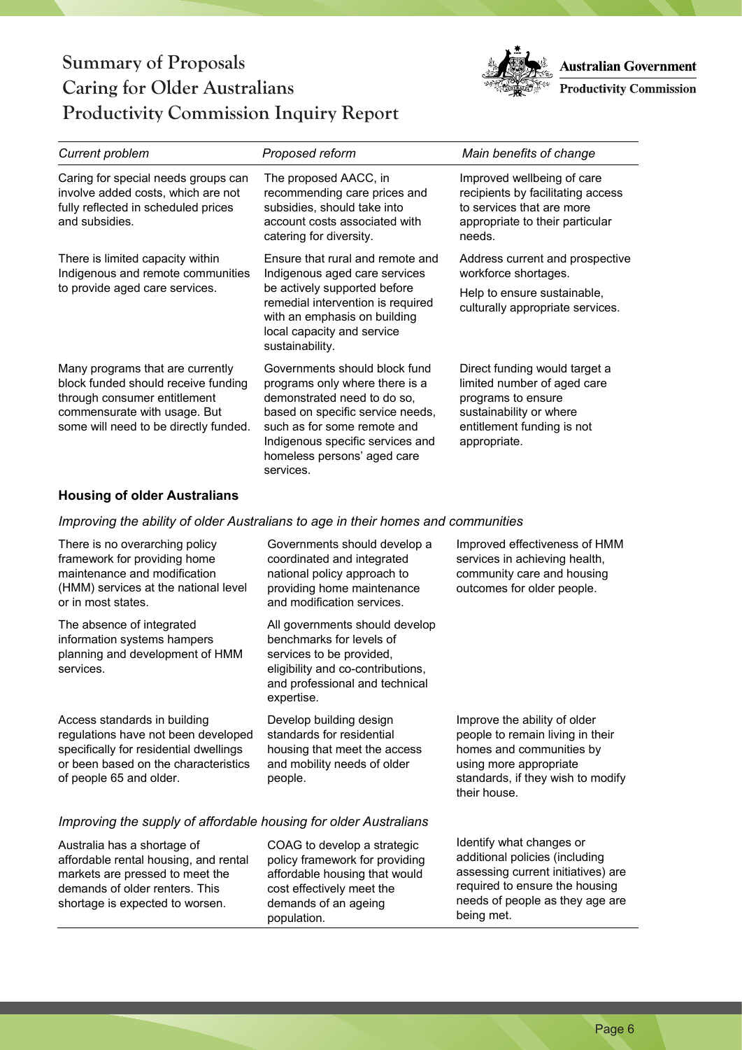| *Current problem* | *Proposed reform* | *Main benefits of change* |
|---|---|---|
| Caring for special needs groups can involve added costs, which are not fully reflected in scheduled prices and subsidies. | The proposed AACC, in recommending care prices and subsidies, should take into account costs associated with catering for diversity. | Improved wellbeing of care recipients by facilitating access to services that are more appropriate to their particular needs. |
| There is limited capacity within Indigenous and remote communities to provide aged care services. | Ensure that rural and remote and Indigenous aged care services be actively supported before remedial intervention is required with an emphasis on building local capacity and service sustainability. | Address current and prospective workforce shortages.<br><br>Help to ensure sustainable, culturally appropriate services. |
| Many programs that are currently block funded should receive funding through consumer entitlement commensurate with usage. But some will need to be directly funded. | Governments should block fund programs only where there is a demonstrated need to do so, based on specific service needs, such as for some remote and Indigenous specific services and homeless persons' aged care services. | Direct funding would target a limited number of aged care programs to ensure sustainability or where entitlement funding is not appropriate. |
| **Housing of older Australians** | | |
| *Improving the ability of older Australians to age in their homes and communities* | | |
| There is no overarching policy framework for providing home maintenance and modification (HMM) services at the national level or in most states. | Governments should develop a coordinated and integrated national policy approach to providing home maintenance and modification services. | Improved effectiveness of HMM services in achieving health, community care and housing outcomes for older people. |
| The absence of integrated information systems hampers planning and development of HMM services. | All governments should develop benchmarks for levels of services to be provided, eligibility and co-contributions, and professional and technical expertise. | |
| Access standards in building regulations have not been developed specifically for residential dwellings or been based on the characteristics of people 65 and older. | Develop building design standards for residential housing that meet the access and mobility needs of older people. | Improve the ability of older people to remain living in their homes and communities by using more appropriate standards, if they wish to modify their house. |
| *Improving the supply of affordable housing for older Australians* | | |
| Australia has a shortage of affordable rental housing, and rental markets are pressed to meet the demands of older renters. This shortage is expected to worsen. | COAG to develop a strategic policy framework for providing affordable housing that would cost effectively meet the demands of an ageing population. | Identify what changes or additional policies (including assessing current initiatives) are required to ensure the housing needs of people as they age are being met. |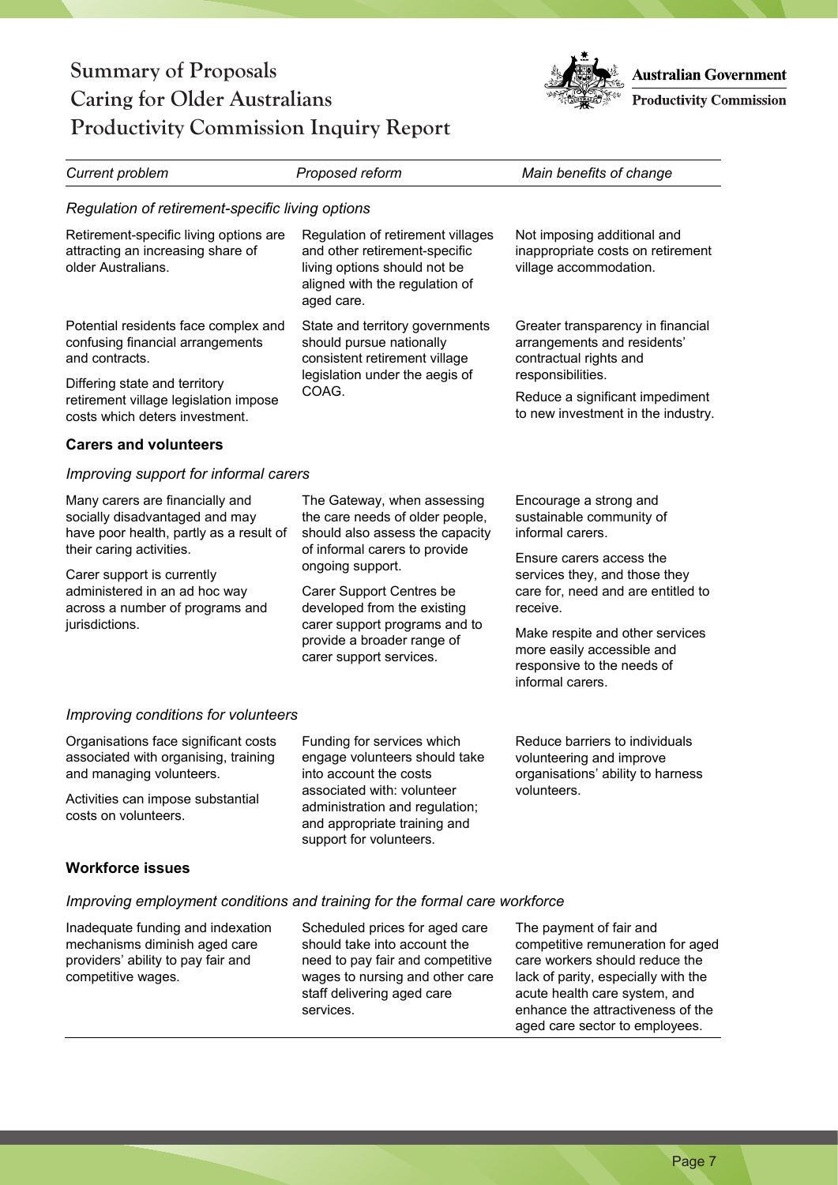# Summary of Proposals
# Caring for Older Australians
# Productivity Commission Inquiry Report

| *Current problem* | *Proposed reform* | *Main benefits of change* |
|---|---|---|
| *Regulation of retirement-specific living options* | | |
| Retirement-specific living options are attracting an increasing share of older Australians. | Regulation of retirement villages and other retirement-specific living options should not be aligned with the regulation of aged care. | Not imposing additional and inappropriate costs on retirement village accommodation. |
| Potential residents face complex and confusing financial arrangements and contracts.<br><br>Differing state and territory retirement village legislation impose costs which deters investment. | State and territory governments should pursue nationally consistent retirement village legislation under the aegis of COAG. | Greater transparency in financial arrangements and residents' contractual rights and responsibilities.<br><br>Reduce a significant impediment to new investment in the industry. |
| **Carers and volunteers** | | |
| *Improving support for informal carers* | | |
| Many carers are financially and socially disadvantaged and may have poor health, partly as a result of their caring activities.<br><br>Carer support is currently administered in an ad hoc way across a number of programs and jurisdictions. | The Gateway, when assessing the care needs of older people, should also assess the capacity of informal carers to provide ongoing support.<br><br>Carer Support Centres be developed from the existing carer support programs and to provide a broader range of carer support services. | Encourage a strong and sustainable community of informal carers.<br><br>Ensure carers access the services they, and those they care for, need and are entitled to receive.<br><br>Make respite and other services more easily accessible and responsive to the needs of informal carers. |
| *Improving conditions for volunteers* | | |
| Organisations face significant costs associated with organising, training and managing volunteers.<br><br>Activities can impose substantial costs on volunteers. | Funding for services which engage volunteers should take into account the costs associated with: volunteer administration and regulation; and appropriate training and support for volunteers. | Reduce barriers to individuals volunteering and improve organisations' ability to harness volunteers. |
| **Workforce issues** | | |
| *Improving employment conditions and training for the formal care workforce* | | |
| Inadequate funding and indexation mechanisms diminish aged care providers' ability to pay fair and competitive wages. | Scheduled prices for aged care should take into account the need to pay fair and competitive wages to nursing and other care staff delivering aged care services. | The payment of fair and competitive remuneration for aged care workers should reduce the lack of parity, especially with the acute health care system, and enhance the attractiveness of the aged care sector to employees. |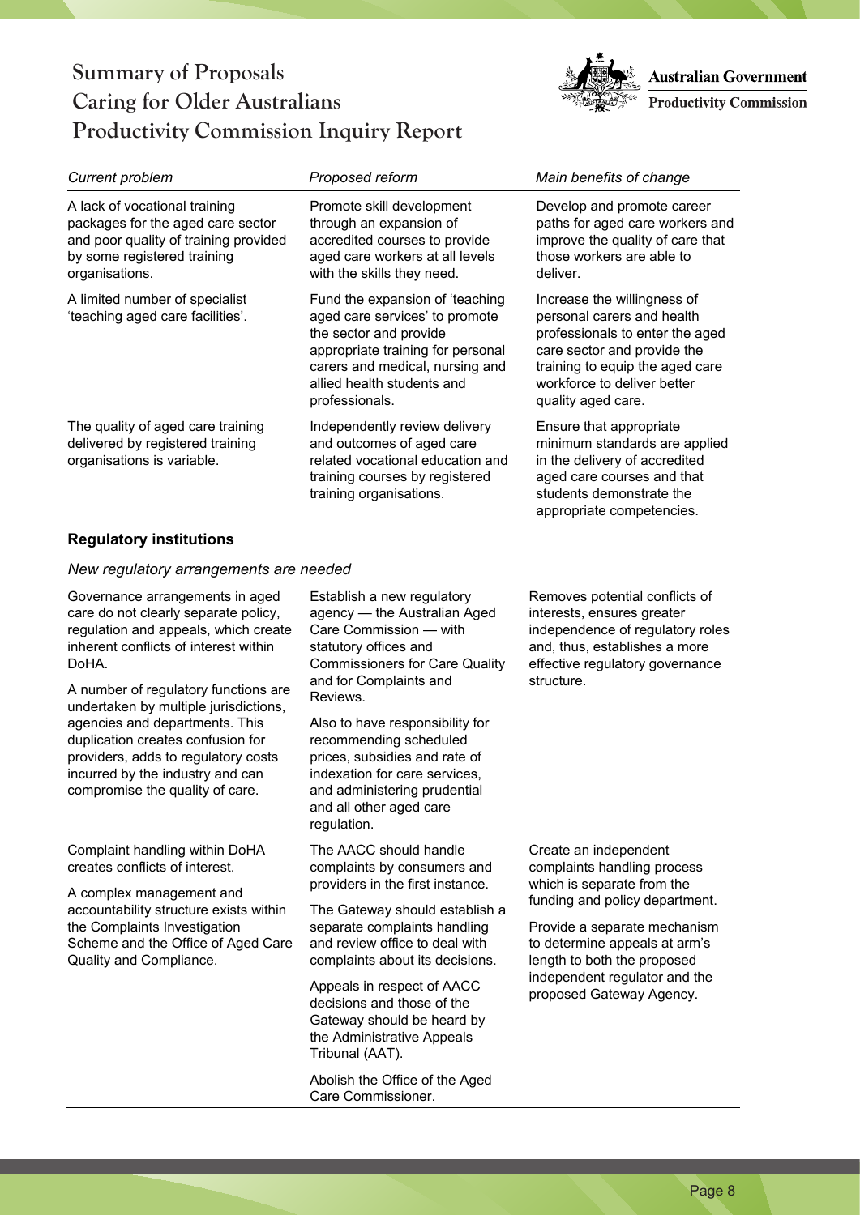# Summary of Proposals
# Caring for Older Australians
# Productivity Commission Inquiry Report

| *Current problem* | *Proposed reform* | *Main benefits of change* |
| --- | --- | --- |
| A lack of vocational training packages for the aged care sector and poor quality of training provided by some registered training organisations. | Promote skill development through an expansion of accredited courses to provide aged care workers at all levels with the skills they need. | Develop and promote career paths for aged care workers and improve the quality of care that those workers are able to deliver. |
| A limited number of specialist 'teaching aged care facilities'. | Fund the expansion of 'teaching aged care services' to promote the sector and provide appropriate training for personal carers and medical, nursing and allied health students and professionals. | Increase the willingness of personal carers and health professionals to enter the aged care sector and provide the training to equip the aged care workforce to deliver better quality aged care. |
| The quality of aged care training delivered by registered training organisations is variable. | Independently review delivery and outcomes of aged care related vocational education and training courses by registered training organisations. | Ensure that appropriate minimum standards are applied in the delivery of accredited aged care courses and that students demonstrate the appropriate competencies. |
| **Regulatory institutions** | | |
| *New regulatory arrangements are needed* | | |
| Governance arrangements in aged care do not clearly separate policy, regulation and appeals, which create inherent conflicts of interest within DoHA.<br><br>A number of regulatory functions are undertaken by multiple jurisdictions, agencies and departments. This duplication creates confusion for providers, adds to regulatory costs incurred by the industry and can compromise the quality of care. | Establish a new regulatory agency — the Australian Aged Care Commission — with statutory offices and Commissioners for Care Quality and for Complaints and Reviews.<br><br>Also to have responsibility for recommending scheduled prices, subsidies and rate of indexation for care services, and administering prudential and all other aged care regulation. | Removes potential conflicts of interests, ensures greater independence of regulatory roles and, thus, establishes a more effective regulatory governance structure. |
| Complaint handling within DoHA creates conflicts of interest.<br><br>A complex management and accountability structure exists within the Complaints Investigation Scheme and the Office of Aged Care Quality and Compliance. | The AACC should handle complaints by consumers and providers in the first instance.<br><br>The Gateway should establish a separate complaints handling and review office to deal with complaints about its decisions.<br><br>Appeals in respect of AACC decisions and those of the Gateway should be heard by the Administrative Appeals Tribunal (AAT).<br><br>Abolish the Office of the Aged Care Commissioner. | Create an independent complaints handling process which is separate from the funding and policy department.<br><br>Provide a separate mechanism to determine appeals at arm's length to both the proposed independent regulator and the proposed Gateway Agency. |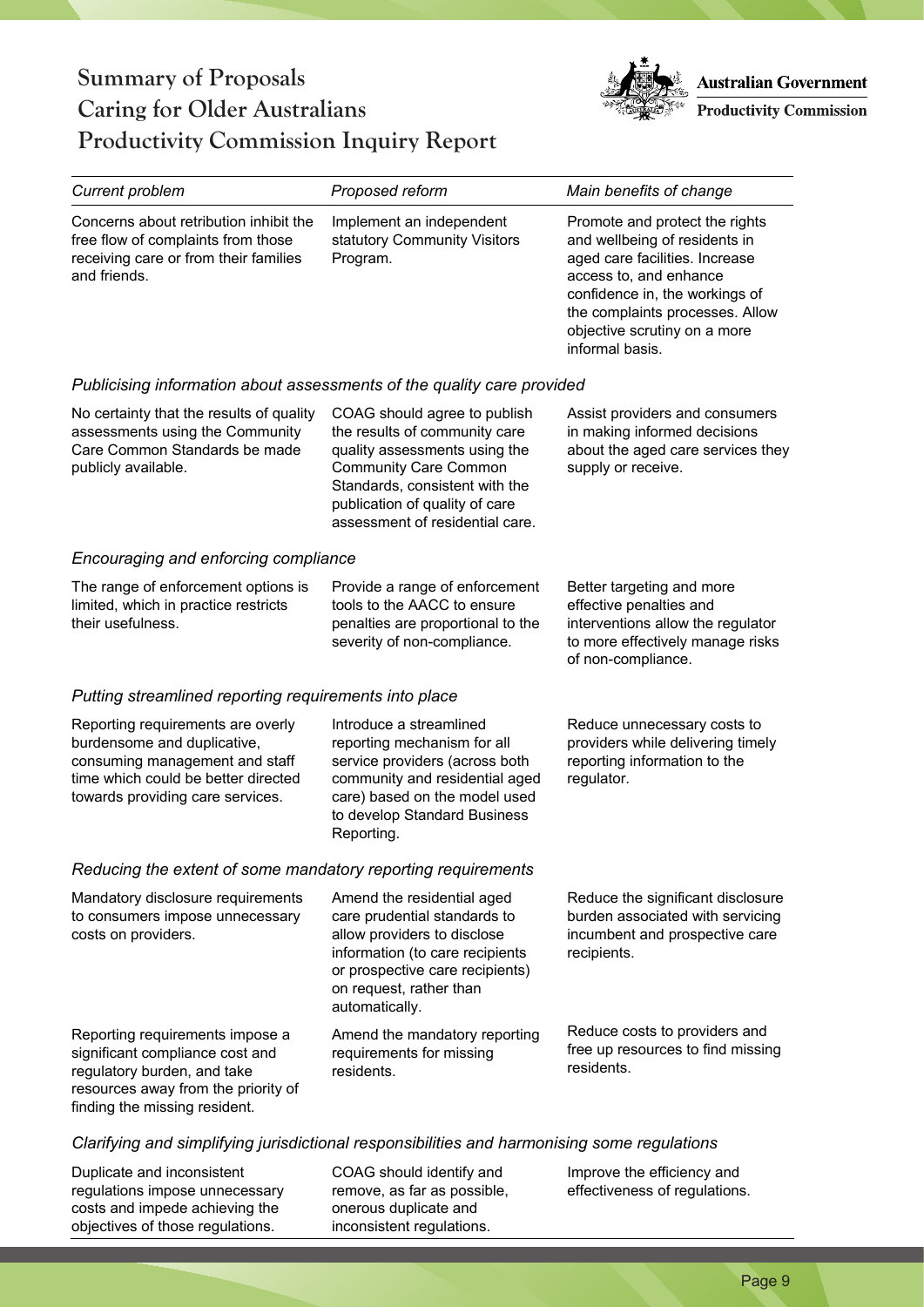| *Current problem* | *Proposed reform* | *Main benefits of change* |
|---|---|---|
| Concerns about retribution inhibit the free flow of complaints from those receiving care or from their families and friends. | Implement an independent statutory Community Visitors Program. | Promote and protect the rights and wellbeing of residents in aged care facilities. Increase access to, and enhance confidence in, the workings of the complaints processes. Allow objective scrutiny on a more informal basis. |
| ***Publicising information about assessments of the quality care provided*** | | |
| No certainty that the results of quality assessments using the Community Care Common Standards be made publicly available. | COAG should agree to publish the results of community care quality assessments using the Community Care Common Standards, consistent with the publication of quality of care assessment of residential care. | Assist providers and consumers in making informed decisions about the aged care services they supply or receive. |
| ***Encouraging and enforcing compliance*** | | |
| The range of enforcement options is limited, which in practice restricts their usefulness. | Provide a range of enforcement tools to the AACC to ensure penalties are proportional to the severity of non-compliance. | Better targeting and more effective penalties and interventions allow the regulator to more effectively manage risks of non-compliance. |
| ***Putting streamlined reporting requirements into place*** | | |
| Reporting requirements are overly burdensome and duplicative, consuming management and staff time which could be better directed towards providing care services. | Introduce a streamlined reporting mechanism for all service providers (across both community and residential aged care) based on the model used to develop Standard Business Reporting. | Reduce unnecessary costs to providers while delivering timely reporting information to the regulator. |
| ***Reducing the extent of some mandatory reporting requirements*** | | |
| Mandatory disclosure requirements to consumers impose unnecessary costs on providers. | Amend the residential aged care prudential standards to allow providers to disclose information (to care recipients or prospective care recipients) on request, rather than automatically. | Reduce the significant disclosure burden associated with servicing incumbent and prospective care recipients. |
| Reporting requirements impose a significant compliance cost and regulatory burden, and take resources away from the priority of finding the missing resident. | Amend the mandatory reporting requirements for missing residents. | Reduce costs to providers and free up resources to find missing residents. |
| ***Clarifying and simplifying jurisdictional responsibilities and harmonising some regulations*** | | |
| Duplicate and inconsistent regulations impose unnecessary costs and impede achieving the objectives of those regulations. | COAG should identify and remove, as far as possible, onerous duplicate and inconsistent regulations. | Improve the efficiency and effectiveness of regulations. |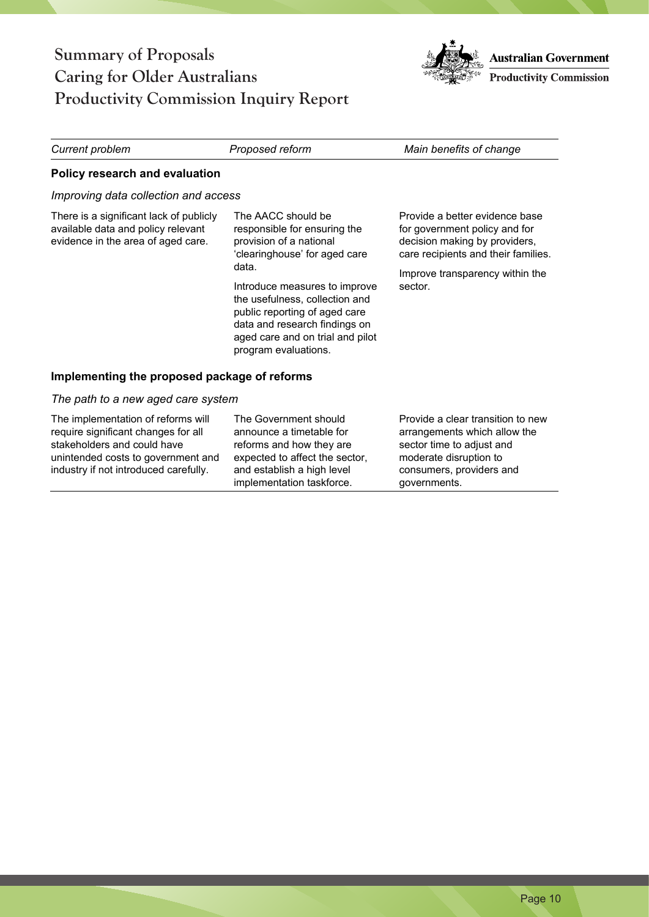| *Current problem* | *Proposed reform* | *Main benefits of change* |
|---|---|---|
| **Policy research and evaluation** | | |
| *Improving data collection and access* | | |
| There is a significant lack of publicly available data and policy relevant evidence in the area of aged care. | The AACC should be responsible for ensuring the provision of a national 'clearinghouse' for aged care data.<br><br>Introduce measures to improve the usefulness, collection and public reporting of aged care data and research findings on aged care and on trial and pilot program evaluations. | Provide a better evidence base for government policy and for decision making by providers, care recipients and their families.<br><br>Improve transparency within the sector. |
| **Implementing the proposed package of reforms** | | |
| *The path to a new aged care system* | | |
| The implementation of reforms will require significant changes for all stakeholders and could have unintended costs to government and industry if not introduced carefully. | The Government should announce a timetable for reforms and how they are expected to affect the sector, and establish a high level implementation taskforce. | Provide a clear transition to new arrangements which allow the sector time to adjust and moderate disruption to consumers, providers and governments. |